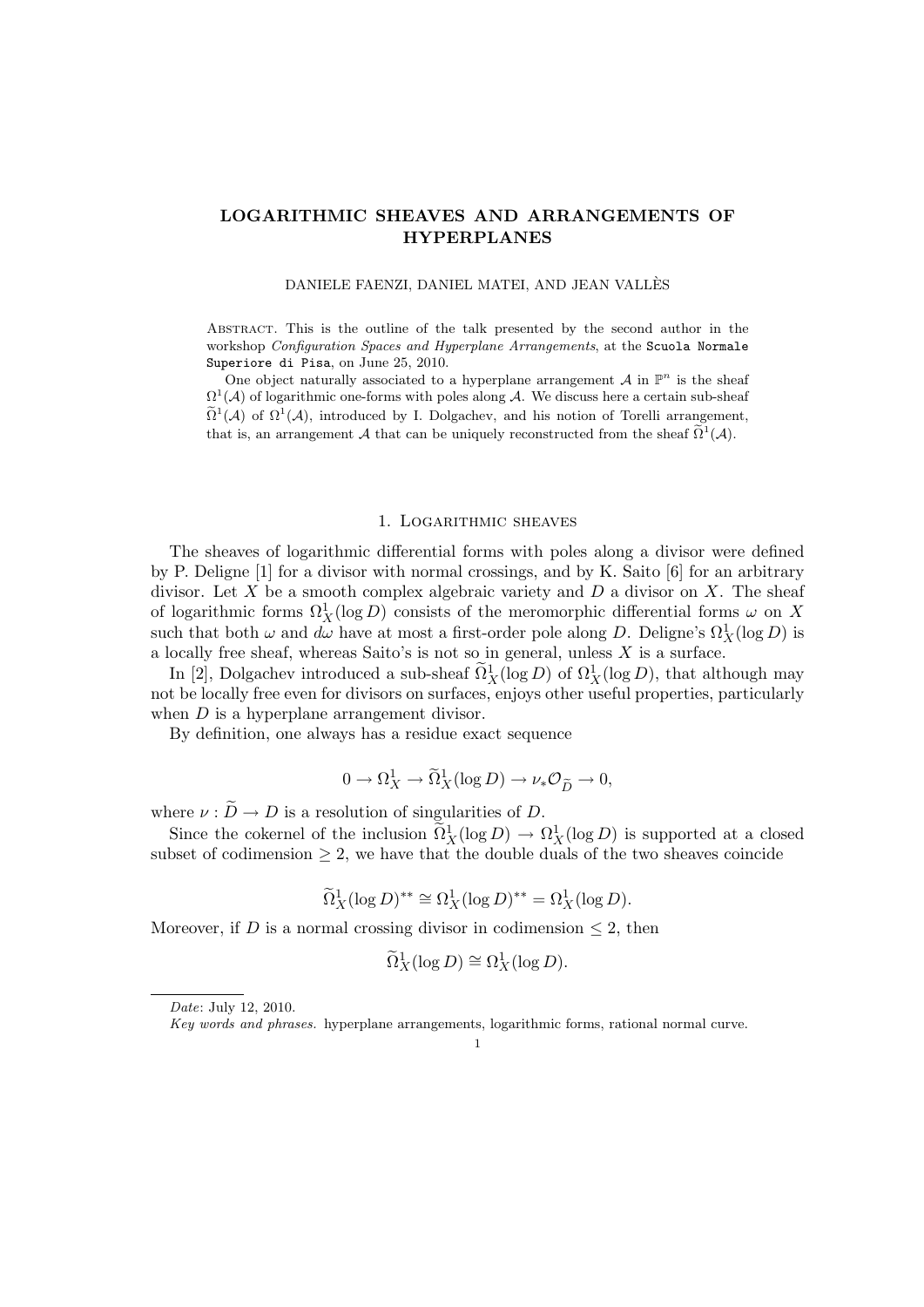# LOGARITHMIC SHEAVES AND ARRANGEMENTS OF HYPERPLANES

DANIELE FAENZI, DANIEL MATEI, AND JEAN VALLÈS

Abstract. This is the outline of the talk presented by the second author in the workshop *Configuration Spaces and Hyperplane Arrangements*, at the Scuola Normale Superiore di Pisa, on June 25, 2010.

One object naturally associated to a hyperplane arrangement $\mathcal{A}$ in $\mathbb{P}^n$ is the sheaf $\Omega^1(\mathcal{A})$ of logarithmic one-forms with poles along $\mathcal{A}$. We discuss here a certain sub-sheaf $\widetilde{\Omega}^1(\mathcal{A})$ of $\Omega^1(\mathcal{A})$, introduced by I. Dolgachev, and his notion of Torelli arrangement, that is, an arrangement $\mathcal{A}$ that can be uniquely reconstructed from the sheaf $\widetilde{\Omega}^1(\mathcal{A})$.

## 1. Logarithmic sheaves

The sheaves of logarithmic differential forms with poles along a divisor were defined by P. Deligne [1] for a divisor with normal crossings, and by K. Saito [6] for an arbitrary divisor. Let $X$ be a smooth complex algebraic variety and $D$ a divisor on $X$. The sheaf of logarithmic forms $\Omega^1_X(\log D)$ consists of the meromorphic differential forms $\omega$ on $X$ such that both $\omega$ and $d\omega$ have at most a first-order pole along $D$. Deligne's $\Omega^1_X(\log D)$ is a locally free sheaf, whereas Saito's is not so in general, unless $X$ is a surface.

In [2], Dolgachev introduced a sub-sheaf $\widetilde{\Omega}^1_X(\log D)$ of $\Omega^1_X(\log D)$, that although may not be locally free even for divisors on surfaces, enjoys other useful properties, particularly when $D$ is a hyperplane arrangement divisor.

By definition, one always has a residue exact sequence

$$0 \to \Omega^1_X \to \widetilde{\Omega}^1_X(\log D) \to \nu_* \mathcal{O}_{\widetilde{D}} \to 0,$$

where $\nu : \widetilde{D} \to D$ is a resolution of singularities of $D$.

Since the cokernel of the inclusion $\widetilde{\Omega}^1_X(\log D) \to \Omega^1_X(\log D)$ is supported at a closed subset of codimension $\geq 2$, we have that the double duals of the two sheaves coincide

$$\widetilde{\Omega}^1_X(\log D)^{**} \cong \Omega^1_X(\log D)^{**} = \Omega^1_X(\log D).$$

Moreover, if $D$ is a normal crossing divisor in codimension $\leq 2$, then

$$\widetilde{\Omega}^1_X(\log D) \cong \Omega^1_X(\log D).$$

*Date*: July 12, 2010.

*Key words and phrases.* hyperplane arrangements, logarithmic forms, rational normal curve.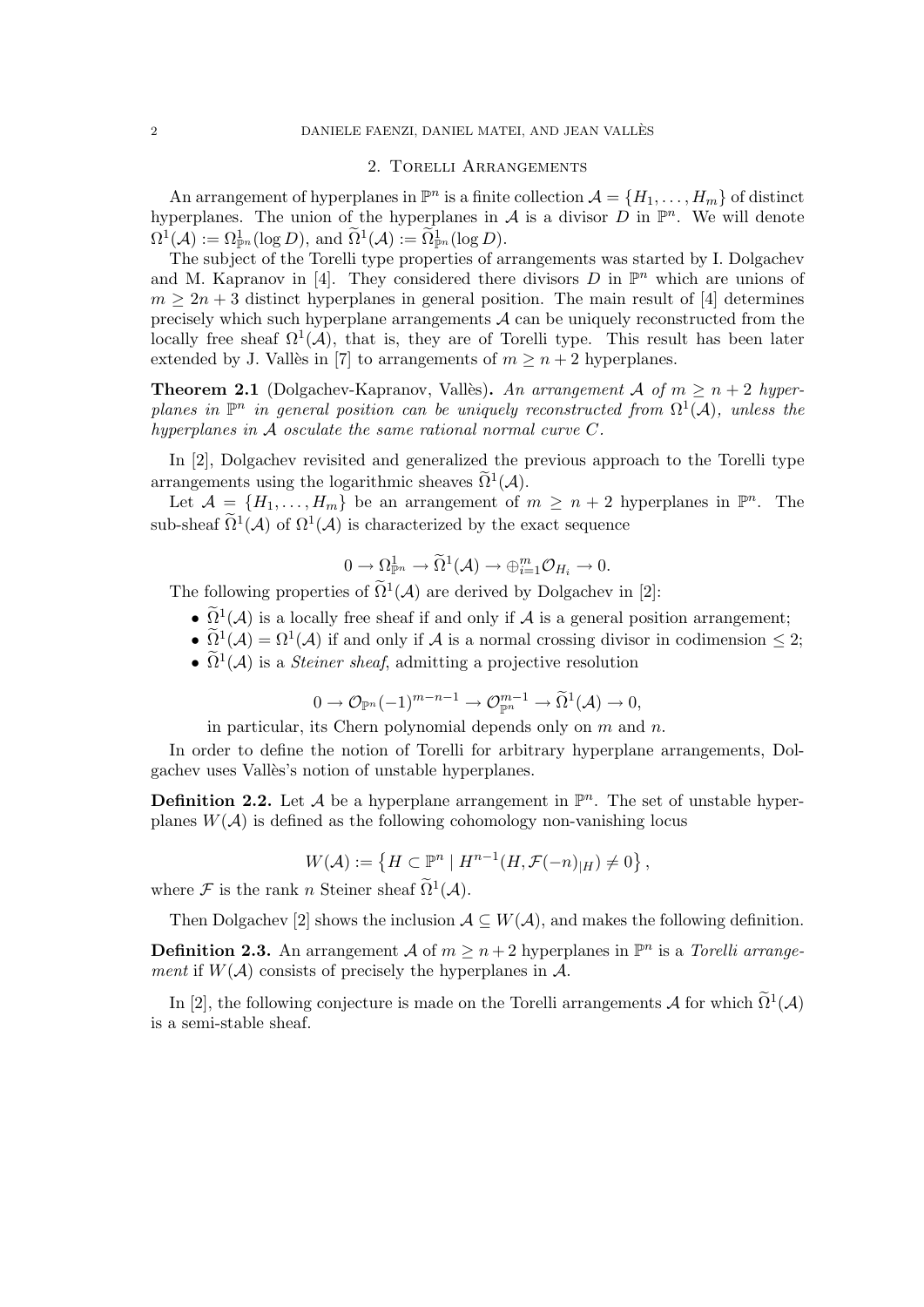## 2. Torelli Arrangements

An arrangement of hyperplanes in $\mathbb{P}^n$ is a finite collection $\mathcal{A} = \{H_1, \ldots, H_m\}$ of distinct hyperplanes. The union of the hyperplanes in $\mathcal{A}$ is a divisor $D$ in $\mathbb{P}^n$. We will denote $\Omega^1(\mathcal{A}) := \Omega^1_{\mathbb{P}^n}(\log D)$, and $\widetilde{\Omega}^1(\mathcal{A}) := \widetilde{\Omega}^1_{\mathbb{P}^n}(\log D)$.

The subject of the Torelli type properties of arrangements was started by I. Dolgachev and M. Kapranov in [4]. They considered there divisors $D$ in $\mathbb{P}^n$ which are unions of $m \geq 2n+3$ distinct hyperplanes in general position. The main result of [4] determines precisely which such hyperplane arrangements $\mathcal{A}$ can be uniquely reconstructed from the locally free sheaf $\Omega^1(\mathcal{A})$, that is, they are of Torelli type. This result has been later extended by J. Vallès in [7] to arrangements of $m \geq n+2$ hyperplanes.

**Theorem 2.1** (Dolgachev-Kapranov, Vallès)**.** *An arrangement $\mathcal{A}$ of $m \geq n+2$ hyperplanes in $\mathbb{P}^n$ in general position can be uniquely reconstructed from $\Omega^1(\mathcal{A})$, unless the hyperplanes in $\mathcal{A}$ osculate the same rational normal curve $C$.*

In [2], Dolgachev revisited and generalized the previous approach to the Torelli type arrangements using the logarithmic sheaves $\widetilde{\Omega}^1(\mathcal{A})$.

Let $\mathcal{A} = \{H_1, \ldots, H_m\}$ be an arrangement of $m \geq n+2$ hyperplanes in $\mathbb{P}^n$. The sub-sheaf $\widetilde{\Omega}^1(\mathcal{A})$ of $\Omega^1(\mathcal{A})$ is characterized by the exact sequence

$$0 \to \Omega^1_{\mathbb{P}^n} \to \widetilde{\Omega}^1(\mathcal{A}) \to \oplus_{i=1}^m \mathcal{O}_{H_i} \to 0.$$

The following properties of $\widetilde{\Omega}^1(\mathcal{A})$ are derived by Dolgachev in [2]:

- $\widetilde{\Omega}^1(\mathcal{A})$ is a locally free sheaf if and only if $\mathcal{A}$ is a general position arrangement;
- $\widetilde{\Omega}^1(\mathcal{A}) = \Omega^1(\mathcal{A})$ if and only if $\mathcal{A}$ is a normal crossing divisor in codimension $\leq 2$;
- $\widetilde{\Omega}^1(\mathcal{A})$ is a *Steiner sheaf*, admitting a projective resolution

  $$0 \to \mathcal{O}_{\mathbb{P}^n}(-1)^{m-n-1} \to \mathcal{O}_{\mathbb{P}^n}^{m-1} \to \widetilde{\Omega}^1(\mathcal{A}) \to 0,$$

  in particular, its Chern polynomial depends only on $m$ and $n$.

In order to define the notion of Torelli for arbitrary hyperplane arrangements, Dolgachev uses Vallès's notion of unstable hyperplanes.

**Definition 2.2.** Let $\mathcal{A}$ be a hyperplane arrangement in $\mathbb{P}^n$. The set of unstable hyperplanes $W(\mathcal{A})$ is defined as the following cohomology non-vanishing locus

$$W(\mathcal{A}) := \left\{ H \subset \mathbb{P}^n \mid H^{n-1}(H, \mathcal{F}(-n)_{|H}) \neq 0 \right\},$$

where $\mathcal{F}$ is the rank $n$ Steiner sheaf $\widetilde{\Omega}^1(\mathcal{A})$.

Then Dolgachev [2] shows the inclusion $\mathcal{A} \subseteq W(\mathcal{A})$, and makes the following definition.

**Definition 2.3.** An arrangement $\mathcal{A}$ of $m \geq n+2$ hyperplanes in $\mathbb{P}^n$ is a *Torelli arrangement* if $W(\mathcal{A})$ consists of precisely the hyperplanes in $\mathcal{A}$.

In [2], the following conjecture is made on the Torelli arrangements $\mathcal{A}$ for which $\widetilde{\Omega}^1(\mathcal{A})$ is a semi-stable sheaf.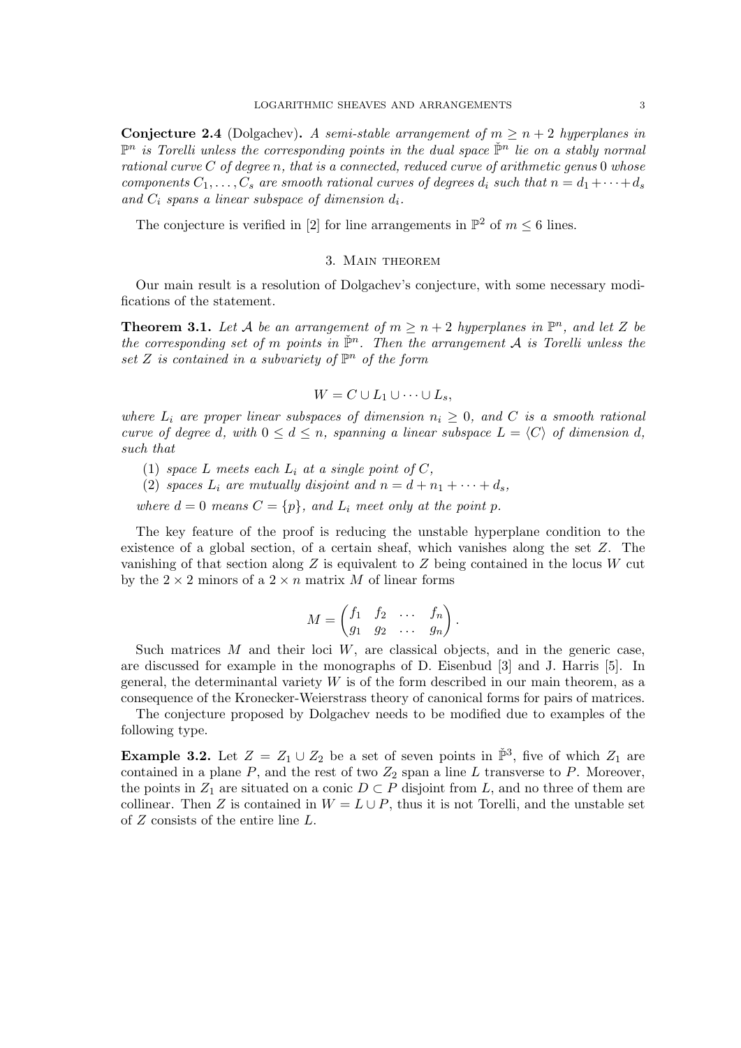**Conjecture 2.4** (Dolgachev)**.** *A semi-stable arrangement of $m \geq n+2$ hyperplanes in $\mathbb{P}^n$ is Torelli unless the corresponding points in the dual space $\check{\mathbb{P}}^n$ lie on a stably normal rational curve $C$ of degree $n$, that is a connected, reduced curve of arithmetic genus $0$ whose components $C_1, \ldots, C_s$ are smooth rational curves of degrees $d_i$ such that $n = d_1 + \cdots + d_s$ and $C_i$ spans a linear subspace of dimension $d_i$.*

The conjecture is verified in [2] for line arrangements in $\mathbb{P}^2$ of $m \leq 6$ lines.

## 3. Main theorem

Our main result is a resolution of Dolgachev's conjecture, with some necessary modifications of the statement.

**Theorem 3.1.** *Let $\mathcal{A}$ be an arrangement of $m \geq n+2$ hyperplanes in $\mathbb{P}^n$, and let $Z$ be the corresponding set of $m$ points in $\check{\mathbb{P}}^n$. Then the arrangement $\mathcal{A}$ is Torelli unless the set $Z$ is contained in a subvariety of $\mathbb{P}^n$ of the form*

$$W = C \cup L_1 \cup \cdots \cup L_s,$$

*where $L_i$ are proper linear subspaces of dimension $n_i \geq 0$, and $C$ is a smooth rational curve of degree $d$, with $0 \leq d \leq n$, spanning a linear subspace $L = \langle C \rangle$ of dimension $d$, such that*

1. *space $L$ meets each $L_i$ at a single point of $C$,*
2. *spaces $L_i$ are mutually disjoint and $n = d + n_1 + \cdots + d_s$,*

*where $d = 0$ means $C = \{p\}$, and $L_i$ meet only at the point $p$.*

The key feature of the proof is reducing the unstable hyperplane condition to the existence of a global section, of a certain sheaf, which vanishes along the set $Z$. The vanishing of that section along $Z$ is equivalent to $Z$ being contained in the locus $W$ cut by the $2 \times 2$ minors of a $2 \times n$ matrix $M$ of linear forms

$$M = \begin{pmatrix} f_1 & f_2 & \ldots & f_n \\ g_1 & g_2 & \ldots & g_n \end{pmatrix}.$$

Such matrices $M$ and their loci $W$, are classical objects, and in the generic case, are discussed for example in the monographs of D. Eisenbud [3] and J. Harris [5]. In general, the determinantal variety $W$ is of the form described in our main theorem, as a consequence of the Kronecker-Weierstrass theory of canonical forms for pairs of matrices.

The conjecture proposed by Dolgachev needs to be modified due to examples of the following type.

**Example 3.2.** Let $Z = Z_1 \cup Z_2$ be a set of seven points in $\check{\mathbb{P}}^3$, five of which $Z_1$ are contained in a plane $P$, and the rest of two $Z_2$ span a line $L$ transverse to $P$. Moreover, the points in $Z_1$ are situated on a conic $D \subset P$ disjoint from $L$, and no three of them are collinear. Then $Z$ is contained in $W = L \cup P$, thus it is not Torelli, and the unstable set of $Z$ consists of the entire line $L$.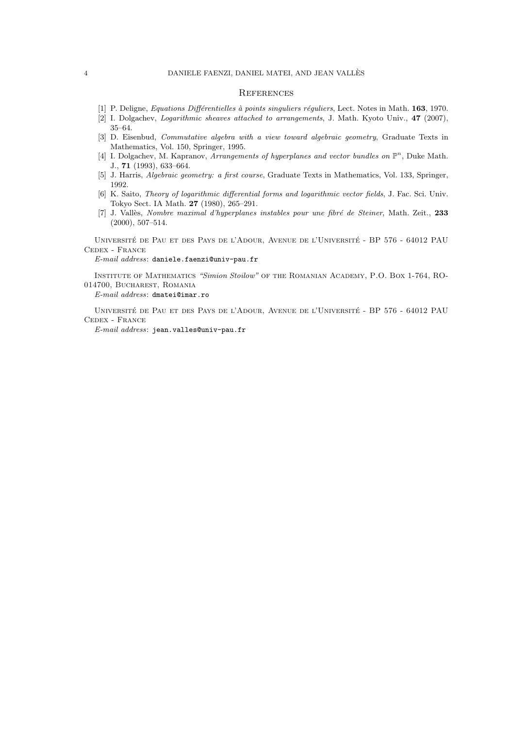## References

[1] P. Deligne, *Equations Différentielles à points singuliers réguliers*, Lect. Notes in Math. **163**, 1970.

[2] I. Dolgachev, *Logarithmic sheaves attached to arrangements*, J. Math. Kyoto Univ., **47** (2007), 35–64.

[3] D. Eisenbud, *Commutative algebra with a view toward algebraic geometry*, Graduate Texts in Mathematics, Vol. 150, Springer, 1995.

[4] I. Dolgachev, M. Kapranov, *Arrangements of hyperplanes and vector bundles on $\mathbb{P}^n$*, Duke Math. J., **71** (1993), 633–664.

[5] J. Harris, *Algebraic geometry: a first course*, Graduate Texts in Mathematics, Vol. 133, Springer, 1992.

[6] K. Saito, *Theory of logarithmic differential forms and logarithmic vector fields*, J. Fac. Sci. Univ. Tokyo Sect. IA Math. **27** (1980), 265–291.

[7] J. Vallès, *Nombre maximal d'hyperplanes instables pour une fibré de Steiner*, Math. Zeit., **233** (2000), 507–514.

Université de Pau et des Pays de l'Adour, Avenue de l'Université - BP 576 - 64012 PAU Cedex - France

*E-mail address*: daniele.faenzi@univ-pau.fr

Institute of Mathematics *"Simion Stoilow"* of the Romanian Academy, P.O. Box 1-764, RO-014700, Bucharest, Romania

*E-mail address*: dmatei@imar.ro

Université de Pau et des Pays de l'Adour, Avenue de l'Université - BP 576 - 64012 PAU Cedex - France

*E-mail address*: jean.valles@univ-pau.fr